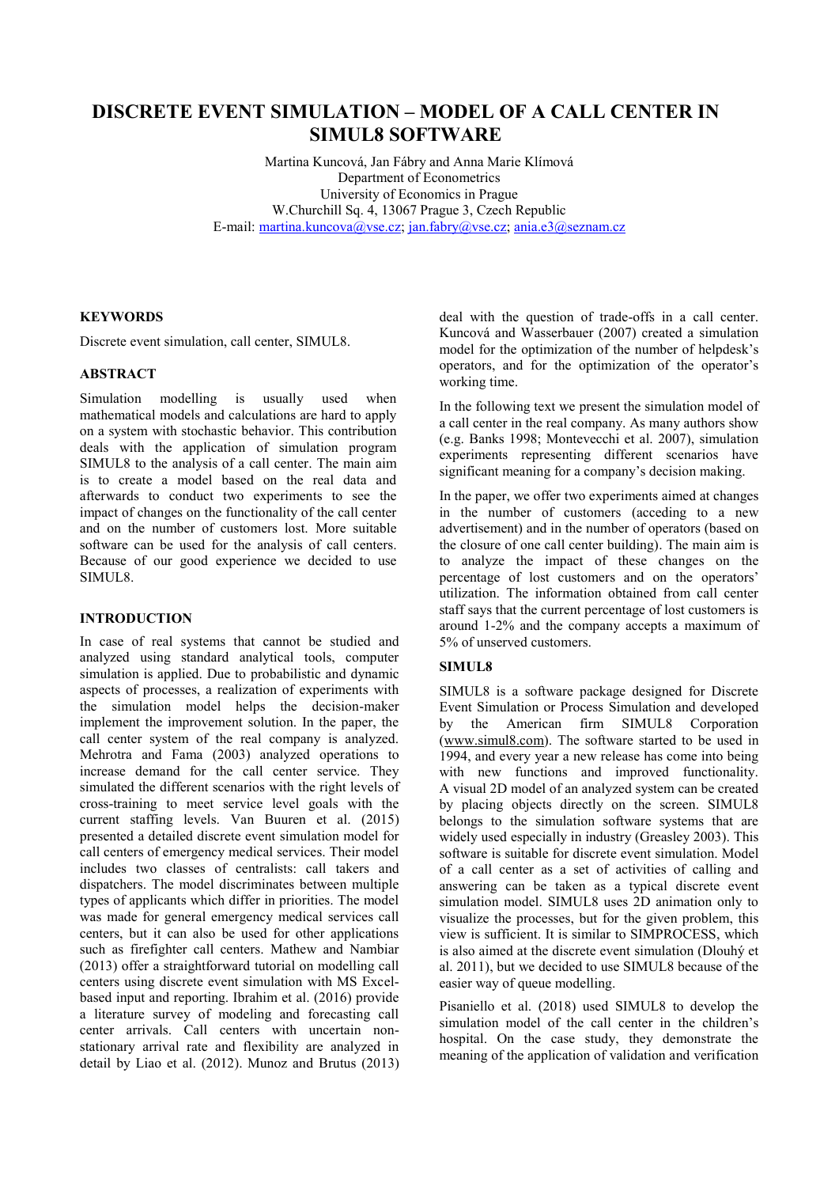# DISCRETE EVENT SIMULATION – MODEL OF A CALL CENTER IN SIMUL8 SOFTWARE

Martina Kuncová, Jan Fábry and Anna Marie Klímová
Department of Econometrics
University of Economics in Prague
W.Churchill Sq. 4, 13067 Prague 3, Czech Republic
E-mail: martina.kuncova@vse.cz; jan.fabry@vse.cz; ania.e3@seznam.cz

## KEYWORDS

Discrete event simulation, call center, SIMUL8.

## ABSTRACT

Simulation modelling is usually used when mathematical models and calculations are hard to apply on a system with stochastic behavior. This contribution deals with the application of simulation program SIMUL8 to the analysis of a call center. The main aim is to create a model based on the real data and afterwards to conduct two experiments to see the impact of changes on the functionality of the call center and on the number of customers lost. More suitable software can be used for the analysis of call centers. Because of our good experience we decided to use SIMUL8.

## INTRODUCTION

In case of real systems that cannot be studied and analyzed using standard analytical tools, computer simulation is applied. Due to probabilistic and dynamic aspects of processes, a realization of experiments with the simulation model helps the decision-maker implement the improvement solution. In the paper, the call center system of the real company is analyzed. Mehrotra and Fama (2003) analyzed operations to increase demand for the call center service. They simulated the different scenarios with the right levels of cross-training to meet service level goals with the current staffing levels. Van Buuren et al. (2015) presented a detailed discrete event simulation model for call centers of emergency medical services. Their model includes two classes of centralists: call takers and dispatchers. The model discriminates between multiple types of applicants which differ in priorities. The model was made for general emergency medical services call centers, but it can also be used for other applications such as firefighter call centers. Mathew and Nambiar (2013) offer a straightforward tutorial on modelling call centers using discrete event simulation with MS Excel-based input and reporting. Ibrahim et al. (2016) provide a literature survey of modeling and forecasting call center arrivals. Call centers with uncertain non-stationary arrival rate and flexibility are analyzed in detail by Liao et al. (2012). Munoz and Brutus (2013) deal with the question of trade-offs in a call center. Kuncová and Wasserbauer (2007) created a simulation model for the optimization of the number of helpdesk's operators, and for the optimization of the operator's working time.

In the following text we present the simulation model of a call center in the real company. As many authors show (e.g. Banks 1998; Montevecchi et al. 2007), simulation experiments representing different scenarios have significant meaning for a company's decision making.

In the paper, we offer two experiments aimed at changes in the number of customers (acceding to a new advertisement) and in the number of operators (based on the closure of one call center building). The main aim is to analyze the impact of these changes on the percentage of lost customers and on the operators' utilization. The information obtained from call center staff says that the current percentage of lost customers is around 1-2% and the company accepts a maximum of 5% of unserved customers.

## SIMUL8

SIMUL8 is a software package designed for Discrete Event Simulation or Process Simulation and developed by the American firm SIMUL8 Corporation (www.simul8.com). The software started to be used in 1994, and every year a new release has come into being with new functions and improved functionality. A visual 2D model of an analyzed system can be created by placing objects directly on the screen. SIMUL8 belongs to the simulation software systems that are widely used especially in industry (Greasley 2003). This software is suitable for discrete event simulation. Model of a call center as a set of activities of calling and answering can be taken as a typical discrete event simulation model. SIMUL8 uses 2D animation only to visualize the processes, but for the given problem, this view is sufficient. It is similar to SIMPROCESS, which is also aimed at the discrete event simulation (Dlouhý et al. 2011), but we decided to use SIMUL8 because of the easier way of queue modelling.

Pisaniello et al. (2018) used SIMUL8 to develop the simulation model of the call center in the children's hospital. On the case study, they demonstrate the meaning of the application of validation and verification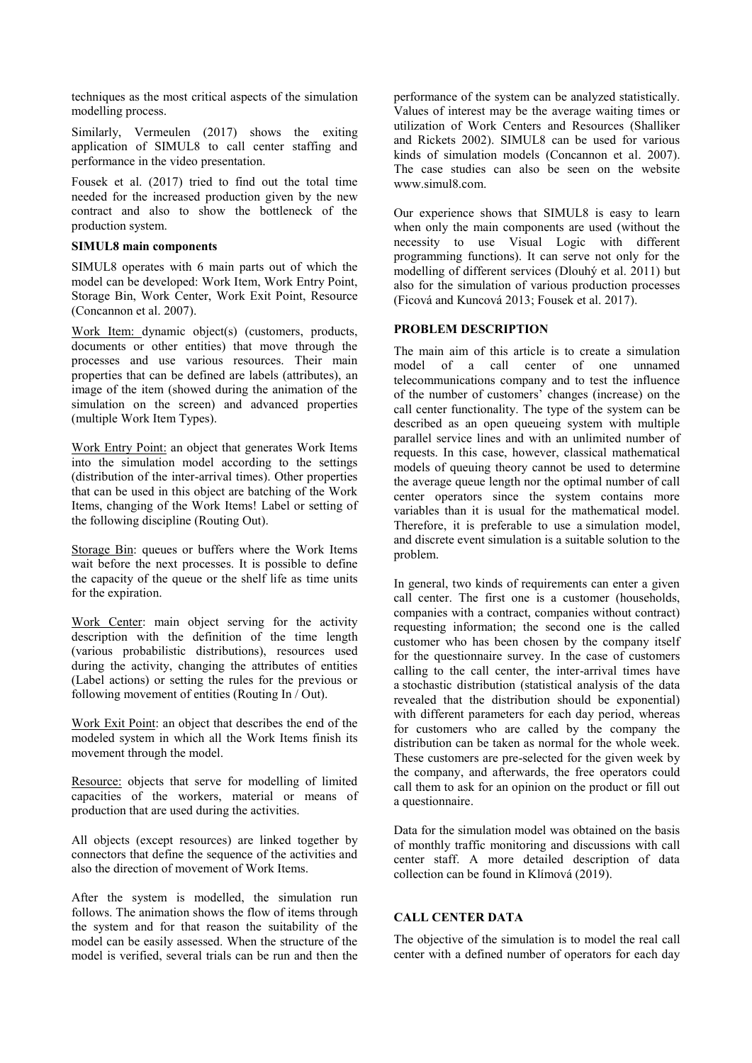techniques as the most critical aspects of the simulation modelling process.

Similarly, Vermeulen (2017) shows the exiting application of SIMUL8 to call center staffing and performance in the video presentation.

Fousek et al. (2017) tried to find out the total time needed for the increased production given by the new contract and also to show the bottleneck of the production system.

**SIMUL8 main components**

SIMUL8 operates with 6 main parts out of which the model can be developed: Work Item, Work Entry Point, Storage Bin, Work Center, Work Exit Point, Resource (Concannon et al. 2007).

Work Item: dynamic object(s) (customers, products, documents or other entities) that move through the processes and use various resources. Their main properties that can be defined are labels (attributes), an image of the item (showed during the animation of the simulation on the screen) and advanced properties (multiple Work Item Types).

Work Entry Point: an object that generates Work Items into the simulation model according to the settings (distribution of the inter-arrival times). Other properties that can be used in this object are batching of the Work Items, changing of the Work Items! Label or setting of the following discipline (Routing Out).

Storage Bin: queues or buffers where the Work Items wait before the next processes. It is possible to define the capacity of the queue or the shelf life as time units for the expiration.

Work Center: main object serving for the activity description with the definition of the time length (various probabilistic distributions), resources used during the activity, changing the attributes of entities (Label actions) or setting the rules for the previous or following movement of entities (Routing In / Out).

Work Exit Point: an object that describes the end of the modeled system in which all the Work Items finish its movement through the model.

Resource: objects that serve for modelling of limited capacities of the workers, material or means of production that are used during the activities.

All objects (except resources) are linked together by connectors that define the sequence of the activities and also the direction of movement of Work Items.

After the system is modelled, the simulation run follows. The animation shows the flow of items through the system and for that reason the suitability of the model can be easily assessed. When the structure of the model is verified, several trials can be run and then the performance of the system can be analyzed statistically. Values of interest may be the average waiting times or utilization of Work Centers and Resources (Shalliker and Rickets 2002). SIMUL8 can be used for various kinds of simulation models (Concannon et al. 2007). The case studies can also be seen on the website www.simul8.com.

Our experience shows that SIMUL8 is easy to learn when only the main components are used (without the necessity to use Visual Logic with different programming functions). It can serve not only for the modelling of different services (Dlouhý et al. 2011) but also for the simulation of various production processes (Ficová and Kuncová 2013; Fousek et al. 2017).

**PROBLEM DESCRIPTION**

The main aim of this article is to create a simulation model of a call center of one unnamed telecommunications company and to test the influence of the number of customers' changes (increase) on the call center functionality. The type of the system can be described as an open queueing system with multiple parallel service lines and with an unlimited number of requests. In this case, however, classical mathematical models of queuing theory cannot be used to determine the average queue length nor the optimal number of call center operators since the system contains more variables than it is usual for the mathematical model. Therefore, it is preferable to use a simulation model, and discrete event simulation is a suitable solution to the problem.

In general, two kinds of requirements can enter a given call center. The first one is a customer (households, companies with a contract, companies without contract) requesting information; the second one is the called customer who has been chosen by the company itself for the questionnaire survey. In the case of customers calling to the call center, the inter-arrival times have a stochastic distribution (statistical analysis of the data revealed that the distribution should be exponential) with different parameters for each day period, whereas for customers who are called by the company the distribution can be taken as normal for the whole week. These customers are pre-selected for the given week by the company, and afterwards, the free operators could call them to ask for an opinion on the product or fill out a questionnaire.

Data for the simulation model was obtained on the basis of monthly traffic monitoring and discussions with call center staff. A more detailed description of data collection can be found in Klímová (2019).

**CALL CENTER DATA**

The objective of the simulation is to model the real call center with a defined number of operators for each day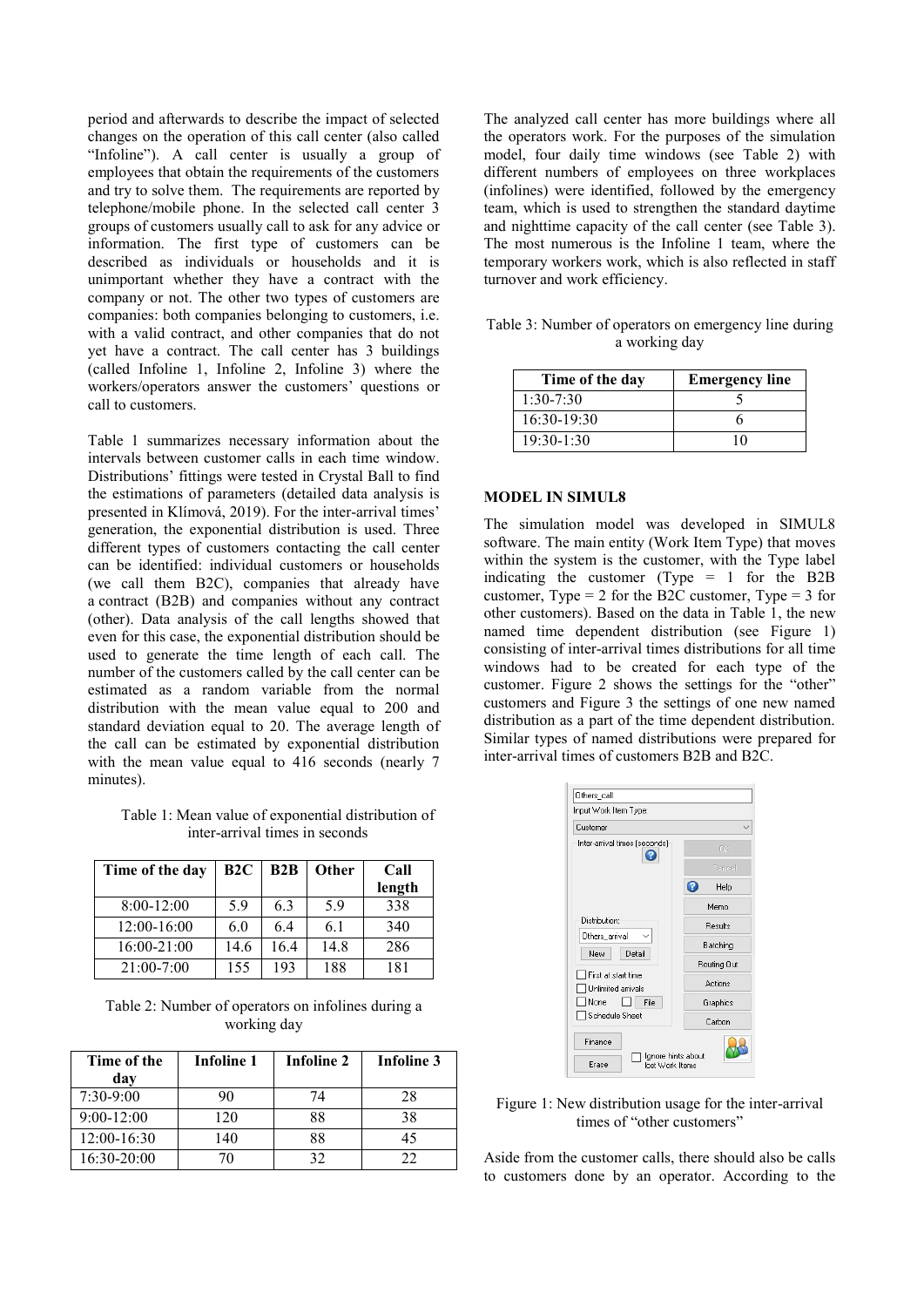period and afterwards to describe the impact of selected changes on the operation of this call center (also called "Infoline"). A call center is usually a group of employees that obtain the requirements of the customers and try to solve them. The requirements are reported by telephone/mobile phone. In the selected call center 3 groups of customers usually call to ask for any advice or information. The first type of customers can be described as individuals or households and it is unimportant whether they have a contract with the company or not. The other two types of customers are companies: both companies belonging to customers, i.e. with a valid contract, and other companies that do not yet have a contract. The call center has 3 buildings (called Infoline 1, Infoline 2, Infoline 3) where the workers/operators answer the customers' questions or call to customers.

Table 1 summarizes necessary information about the intervals between customer calls in each time window. Distributions' fittings were tested in Crystal Ball to find the estimations of parameters (detailed data analysis is presented in Klímová, 2019). For the inter-arrival times' generation, the exponential distribution is used. Three different types of customers contacting the call center can be identified: individual customers or households (we call them B2C), companies that already have a contract (B2B) and companies without any contract (other). Data analysis of the call lengths showed that even for this case, the exponential distribution should be used to generate the time length of each call. The number of the customers called by the call center can be estimated as a random variable from the normal distribution with the mean value equal to 200 and standard deviation equal to 20. The average length of the call can be estimated by exponential distribution with the mean value equal to 416 seconds (nearly 7 minutes).

Table 1: Mean value of exponential distribution of inter-arrival times in seconds

| Time of the day | B2C | B2B | Other | Call length |
|---|---|---|---|---|
| 8:00-12:00 | 5.9 | 6.3 | 5.9 | 338 |
| 12:00-16:00 | 6.0 | 6.4 | 6.1 | 340 |
| 16:00-21:00 | 14.6 | 16.4 | 14.8 | 286 |
| 21:00-7:00 | 155 | 193 | 188 | 181 |

Table 2: Number of operators on infolines during a working day

| Time of the day | Infoline 1 | Infoline 2 | Infoline 3 |
|---|---|---|---|
| 7:30-9:00 | 90 | 74 | 28 |
| 9:00-12:00 | 120 | 88 | 38 |
| 12:00-16:30 | 140 | 88 | 45 |
| 16:30-20:00 | 70 | 32 | 22 |

The analyzed call center has more buildings where all the operators work. For the purposes of the simulation model, four daily time windows (see Table 2) with different numbers of employees on three workplaces (infolines) were identified, followed by the emergency team, which is used to strengthen the standard daytime and nighttime capacity of the call center (see Table 3). The most numerous is the Infoline 1 team, where the temporary workers work, which is also reflected in staff turnover and work efficiency.

Table 3: Number of operators on emergency line during a working day

| Time of the day | Emergency line |
|---|---|
| 1:30-7:30 | 5 |
| 16:30-19:30 | 6 |
| 19:30-1:30 | 10 |

## MODEL IN SIMUL8

The simulation model was developed in SIMUL8 software. The main entity (Work Item Type) that moves within the system is the customer, with the Type label indicating the customer (Type = 1 for the B2B customer, Type = 2 for the B2C customer, Type = 3 for other customers). Based on the data in Table 1, the new named time dependent distribution (see Figure 1) consisting of inter-arrival times distributions for all time windows had to be created for each type of the customer. Figure 2 shows the settings for the "other" customers and Figure 3 the settings of one new named distribution as a part of the time dependent distribution. Similar types of named distributions were prepared for inter-arrival times of customers B2B and B2C.

Figure 1: New distribution usage for the inter-arrival times of "other customers"

Aside from the customer calls, there should also be calls to customers done by an operator. According to the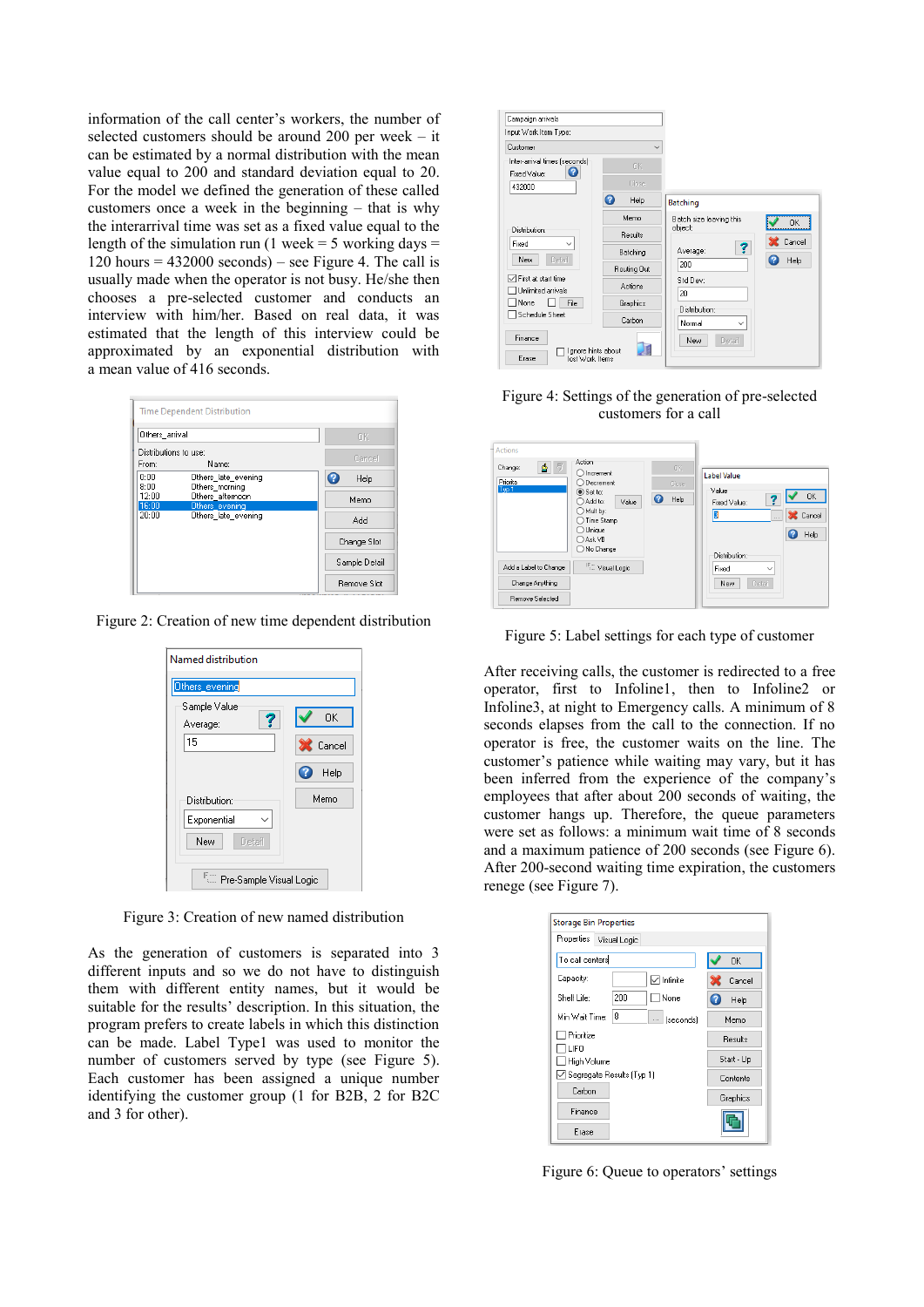information of the call center's workers, the number of selected customers should be around 200 per week – it can be estimated by a normal distribution with the mean value equal to 200 and standard deviation equal to 20. For the model we defined the generation of these called customers once a week in the beginning – that is why the interarrival time was set as a fixed value equal to the length of the simulation run (1 week = 5 working days = 120 hours = 432000 seconds) – see Figure 4. The call is usually made when the operator is not busy. He/she then chooses a pre-selected customer and conducts an interview with him/her. Based on real data, it was estimated that the length of this interview could be approximated by an exponential distribution with a mean value of 416 seconds.

Figure 2: Creation of new time dependent distribution

Figure 3: Creation of new named distribution

As the generation of customers is separated into 3 different inputs and so we do not have to distinguish them with different entity names, but it would be suitable for the results' description. In this situation, the program prefers to create labels in which this distinction can be made. Label Type1 was used to monitor the number of customers served by type (see Figure 5). Each customer has been assigned a unique number identifying the customer group (1 for B2B, 2 for B2C and 3 for other).

Figure 4: Settings of the generation of pre-selected customers for a call

Figure 5: Label settings for each type of customer

After receiving calls, the customer is redirected to a free operator, first to Infoline1, then to Infoline2 or Infoline3, at night to Emergency calls. A minimum of 8 seconds elapses from the call to the connection. If no operator is free, the customer waits on the line. The customer's patience while waiting may vary, but it has been inferred from the experience of the company's employees that after about 200 seconds of waiting, the customer hangs up. Therefore, the queue parameters were set as follows: a minimum wait time of 8 seconds and a maximum patience of 200 seconds (see Figure 6). After 200-second waiting time expiration, the customers renege (see Figure 7).

Figure 6: Queue to operators' settings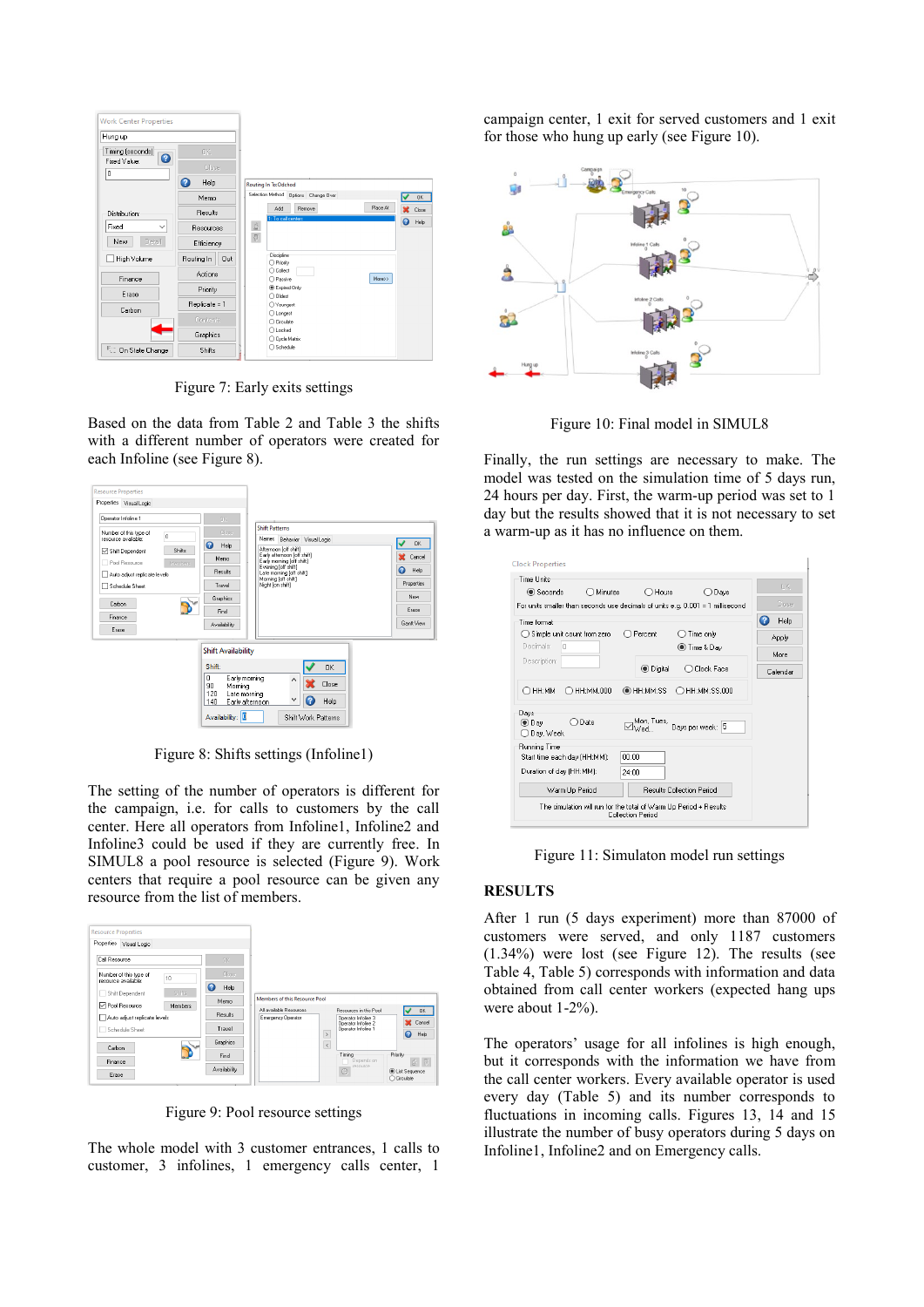Figure 7: Early exits settings

Based on the data from Table 2 and Table 3 the shifts with a different number of operators were created for each Infoline (see Figure 8).

Figure 8: Shifts settings (Infoline1)

The setting of the number of operators is different for the campaign, i.e. for calls to customers by the call center. Here all operators from Infoline1, Infoline2 and Infoline3 could be used if they are currently free. In SIMUL8 a pool resource is selected (Figure 9). Work centers that require a pool resource can be given any resource from the list of members.

Figure 9: Pool resource settings

The whole model with 3 customer entrances, 1 calls to customer, 3 infolines, 1 emergency calls center, 1 campaign center, 1 exit for served customers and 1 exit for those who hung up early (see Figure 10).

Figure 10: Final model in SIMUL8

Finally, the run settings are necessary to make. The model was tested on the simulation time of 5 days run, 24 hours per day. First, the warm-up period was set to 1 day but the results showed that it is not necessary to set a warm-up as it has no influence on them.

Figure 11: Simulaton model run settings

## RESULTS

After 1 run (5 days experiment) more than 87000 of customers were served, and only 1187 customers (1.34%) were lost (see Figure 12). The results (see Table 4, Table 5) corresponds with information and data obtained from call center workers (expected hang ups were about 1-2%).

The operators' usage for all infolines is high enough, but it corresponds with the information we have from the call center workers. Every available operator is used every day (Table 5) and its number corresponds to fluctuations in incoming calls. Figures 13, 14 and 15 illustrate the number of busy operators during 5 days on Infoline1, Infoline2 and on Emergency calls.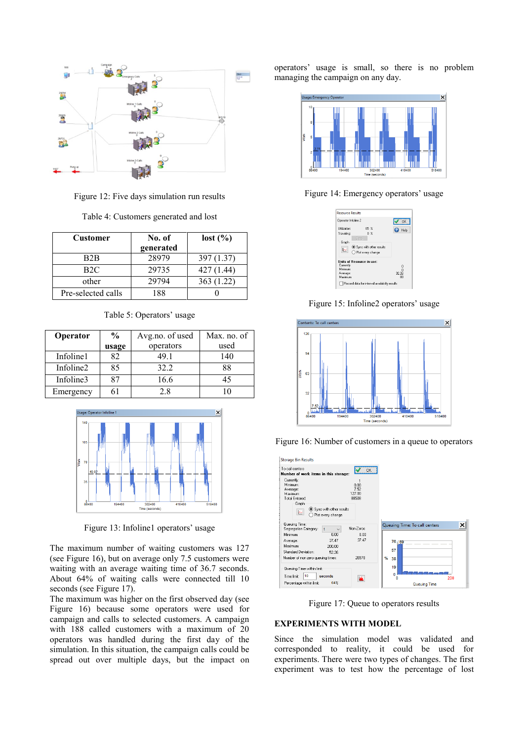Figure 12: Five days simulation run results

Table 4: Customers generated and lost

| Customer | No. of generated | lost (%) |
|---|---|---|
| B2B | 28979 | 397 (1.37) |
| B2C | 29735 | 427 (1.44) |
| other | 29794 | 363 (1.22) |
| Pre-selected calls | 188 | 0 |

Table 5: Operators' usage

| Operator | % usage | Avg.no. of used operators | Max. no. of used |
|---|---|---|---|
| Infoline1 | 82 | 49.1 | 140 |
| Infoline2 | 85 | 32.2 | 88 |
| Infoline3 | 87 | 16.6 | 45 |
| Emergency | 61 | 2.8 | 10 |

Figure 13: Infoline1 operators' usage

The maximum number of waiting customers was 127 (see Figure 16), but on average only 7.5 customers were waiting with an average waiting time of 36.7 seconds. About 64% of waiting calls were connected till 10 seconds (see Figure 17).

The maximum was higher on the first observed day (see Figure 16) because some operators were used for campaign and calls to selected customers. A campaign with 188 called customers with a maximum of 20 operators was handled during the first day of the simulation. In this situation, the campaign calls could be spread out over multiple days, but the impact on operators' usage is small, so there is no problem managing the campaign on any day.

Figure 14: Emergency operators' usage

Figure 15: Infoline2 operators' usage

Figure 16: Number of customers in a queue to operators

Figure 17: Queue to operators results

## EXPERIMENTS WITH MODEL

Since the simulation model was validated and corresponded to reality, it could be used for experiments. There were two types of changes. The first experiment was to test how the percentage of lost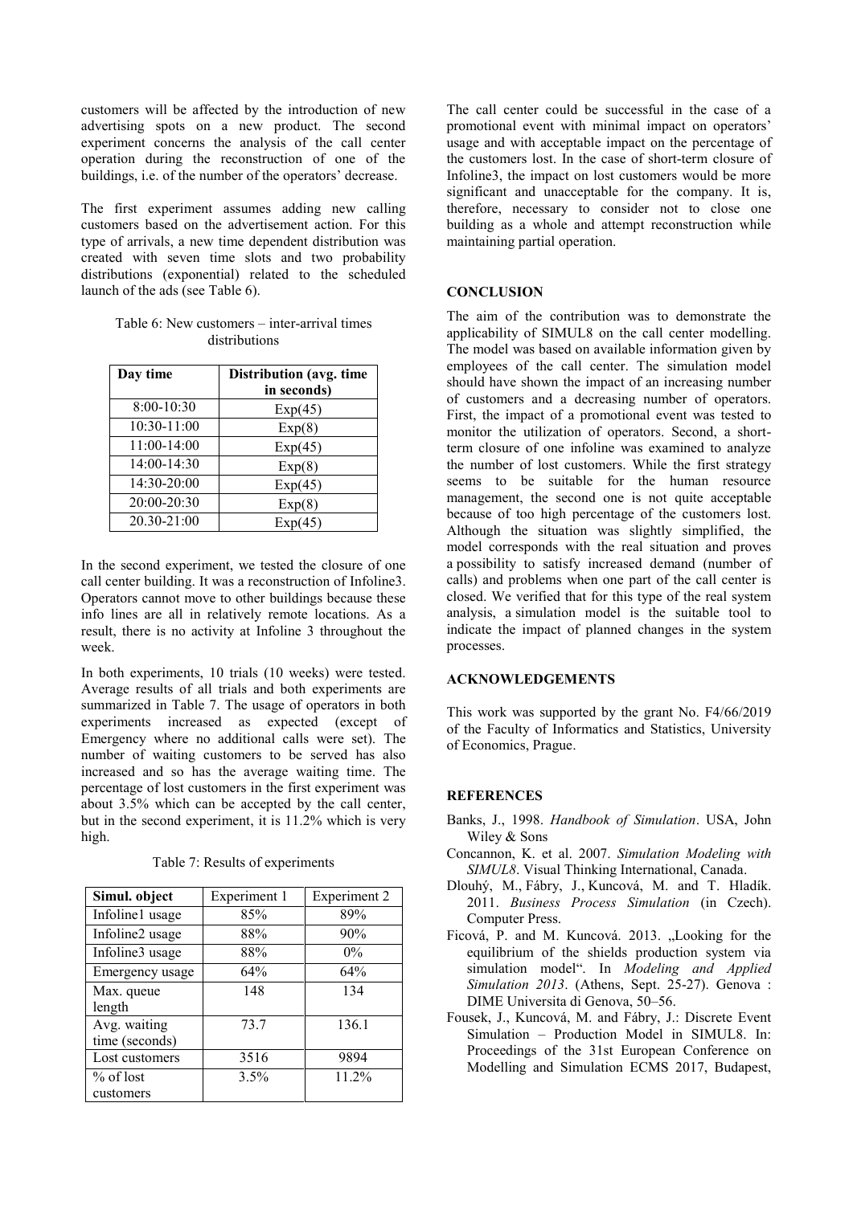customers will be affected by the introduction of new advertising spots on a new product. The second experiment concerns the analysis of the call center operation during the reconstruction of one of the buildings, i.e. of the number of the operators' decrease.

The first experiment assumes adding new calling customers based on the advertisement action. For this type of arrivals, a new time dependent distribution was created with seven time slots and two probability distributions (exponential) related to the scheduled launch of the ads (see Table 6).

Table 6: New customers – inter-arrival times distributions

| Day time | Distribution (avg. time in seconds) |
|---|---|
| 8:00-10:30 | Exp(45) |
| 10:30-11:00 | Exp(8) |
| 11:00-14:00 | Exp(45) |
| 14:00-14:30 | Exp(8) |
| 14:30-20:00 | Exp(45) |
| 20:00-20:30 | Exp(8) |
| 20.30-21:00 | Exp(45) |

In the second experiment, we tested the closure of one call center building. It was a reconstruction of Infoline3. Operators cannot move to other buildings because these info lines are all in relatively remote locations. As a result, there is no activity at Infoline 3 throughout the week.

In both experiments, 10 trials (10 weeks) were tested. Average results of all trials and both experiments are summarized in Table 7. The usage of operators in both experiments increased as expected (except of Emergency where no additional calls were set). The number of waiting customers to be served has also increased and so has the average waiting time. The percentage of lost customers in the first experiment was about 3.5% which can be accepted by the call center, but in the second experiment, it is 11.2% which is very high.

Table 7: Results of experiments

| Simul. object | Experiment 1 | Experiment 2 |
|---|---|---|
| Infoline1 usage | 85% | 89% |
| Infoline2 usage | 88% | 90% |
| Infoline3 usage | 88% | 0% |
| Emergency usage | 64% | 64% |
| Max. queue length | 148 | 134 |
| Avg. waiting time (seconds) | 73.7 | 136.1 |
| Lost customers | 3516 | 9894 |
| % of lost customers | 3.5% | 11.2% |

The call center could be successful in the case of a promotional event with minimal impact on operators' usage and with acceptable impact on the percentage of the customers lost. In the case of short-term closure of Infoline3, the impact on lost customers would be more significant and unacceptable for the company. It is, therefore, necessary to consider not to close one building as a whole and attempt reconstruction while maintaining partial operation.

## CONCLUSION

The aim of the contribution was to demonstrate the applicability of SIMUL8 on the call center modelling. The model was based on available information given by employees of the call center. The simulation model should have shown the impact of an increasing number of customers and a decreasing number of operators. First, the impact of a promotional event was tested to monitor the utilization of operators. Second, a short-term closure of one infoline was examined to analyze the number of lost customers. While the first strategy seems to be suitable for the human resource management, the second one is not quite acceptable because of too high percentage of the customers lost. Although the situation was slightly simplified, the model corresponds with the real situation and proves a possibility to satisfy increased demand (number of calls) and problems when one part of the call center is closed. We verified that for this type of the real system analysis, a simulation model is the suitable tool to indicate the impact of planned changes in the system processes.

## ACKNOWLEDGEMENTS

This work was supported by the grant No. F4/66/2019 of the Faculty of Informatics and Statistics, University of Economics, Prague.

## REFERENCES

Banks, J., 1998. *Handbook of Simulation*. USA, John Wiley & Sons

Concannon, K. et al. 2007. *Simulation Modeling with SIMUL8*. Visual Thinking International, Canada.

Dlouhý, M., Fábry, J., Kuncová, M. and T. Hladík. 2011. *Business Process Simulation* (in Czech). Computer Press.

Ficová, P. and M. Kuncová. 2013. „Looking for the equilibrium of the shields production system via simulation model". In *Modeling and Applied Simulation 2013*. (Athens, Sept. 25-27). Genova : DIME Universita di Genova, 50–56.

Fousek, J., Kuncová, M. and Fábry, J.: Discrete Event Simulation – Production Model in SIMUL8. In: Proceedings of the 31st European Conference on Modelling and Simulation ECMS 2017, Budapest,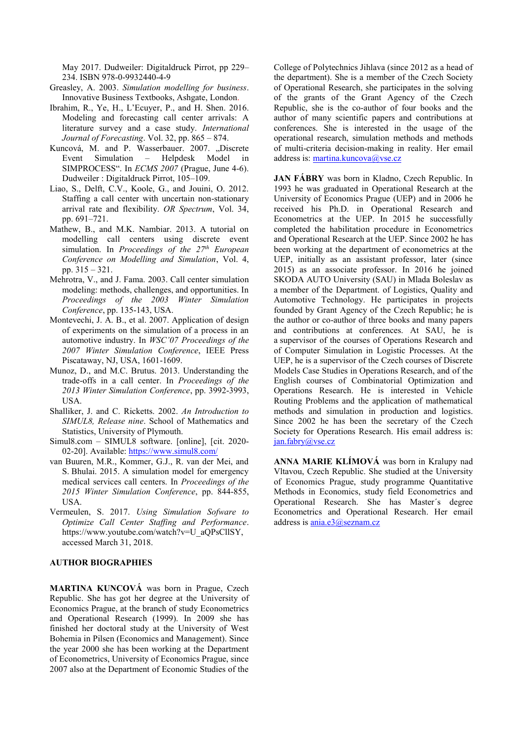May 2017. Dudweiler: Digitaldruck Pirrot, pp 229–234. ISBN 978-0-9932440-4-9

Greasley, A. 2003. *Simulation modelling for business*. Innovative Business Textbooks, Ashgate, London.

Ibrahim, R., Ye, H., L'Ecuyer, P., and H. Shen. 2016. Modeling and forecasting call center arrivals: A literature survey and a case study. *International Journal of Forecasting*. Vol. 32, pp. 865 – 874.

Kuncová, M. and P. Wasserbauer. 2007. „Discrete Event Simulation – Helpdesk Model in SIMPROCESS". In *ECMS 2007* (Prague, June 4-6). Dudweiler : Digitaldruck Pirrot, 105–109.

Liao, S., Delft, C.V., Koole, G., and Jouini, O. 2012. Staffing a call center with uncertain non-stationary arrival rate and flexibility. *OR Spectrum*, Vol. 34, pp. 691–721.

Mathew, B., and M.K. Nambiar. 2013. A tutorial on modelling call centers using discrete event simulation. In *Proceedings of the 27th European Conference on Modelling and Simulation*, Vol. 4, pp. 315 – 321.

Mehrotra, V., and J. Fama. 2003. Call center simulation modeling: methods, challenges, and opportunities. In *Proceedings of the 2003 Winter Simulation Conference*, pp. 135-143, USA.

Montevechi, J. A. B., et al. 2007. Application of design of experiments on the simulation of a process in an automotive industry. In *WSC'07 Proceedings of the 2007 Winter Simulation Conference*, IEEE Press Piscataway, NJ, USA, 1601-1609.

Munoz, D., and M.C. Brutus. 2013. Understanding the trade-offs in a call center. In *Proceedings of the 2013 Winter Simulation Conference*, pp. 3992-3993, USA.

Shalliker, J. and C. Ricketts. 2002. *An Introduction to SIMUL8, Release nine*. School of Mathematics and Statistics, University of Plymouth.

Simul8.com – SIMUL8 software. [online], [cit. 2020-02-20]. Available: https://www.simul8.com/

van Buuren, M.R., Kommer, G.J., R. van der Mei, and S. Bhulai. 2015. A simulation model for emergency medical services call centers. In *Proceedings of the 2015 Winter Simulation Conference*, pp. 844-855, USA.

Vermeulen, S. 2017. *Using Simulation Sofware to Optimize Call Center Staffing and Performance*. https://www.youtube.com/watch?v=U_aQPsClISY, accessed March 31, 2018.

## AUTHOR BIOGRAPHIES

**MARTINA KUNCOVÁ** was born in Prague, Czech Republic. She has got her degree at the University of Economics Prague, at the branch of study Econometrics and Operational Research (1999). In 2009 she has finished her doctoral study at the University of West Bohemia in Pilsen (Economics and Management). Since the year 2000 she has been working at the Department of Econometrics, University of Economics Prague, since 2007 also at the Department of Economic Studies of the College of Polytechnics Jihlava (since 2012 as a head of the department). She is a member of the Czech Society of Operational Research, she participates in the solving of the grants of the Grant Agency of the Czech Republic, she is the co-author of four books and the author of many scientific papers and contributions at conferences. She is interested in the usage of the operational research, simulation methods and methods of multi-criteria decision-making in reality. Her email address is: martina.kuncova@vse.cz

**JAN FÁBRY** was born in Kladno, Czech Republic. In 1993 he was graduated in Operational Research at the University of Economics Prague (UEP) and in 2006 he received his Ph.D. in Operational Research and Econometrics at the UEP. In 2015 he successfully completed the habilitation procedure in Econometrics and Operational Research at the UEP. Since 2002 he has been working at the department of econometrics at the UEP, initially as an assistant professor, later (since 2015) as an associate professor. In 2016 he joined SKODA AUTO University (SAU) in Mlada Boleslav as a member of the Department. of Logistics, Quality and Automotive Technology. He participates in projects founded by Grant Agency of the Czech Republic; he is the author or co-author of three books and many papers and contributions at conferences. At SAU, he is a supervisor of the courses of Operations Research and of Computer Simulation in Logistic Processes. At the UEP, he is a supervisor of the Czech courses of Discrete Models Case Studies in Operations Research, and of the English courses of Combinatorial Optimization and Operations Research. He is interested in Vehicle Routing Problems and the application of mathematical methods and simulation in production and logistics. Since 2002 he has been the secretary of the Czech Society for Operations Research. His email address is: jan.fabry@vse.cz

**ANNA MARIE KLÍMOVÁ** was born in Kralupy nad Vltavou, Czech Republic. She studied at the University of Economics Prague, study programme Quantitative Methods in Economics, study field Econometrics and Operational Research. She has Master´s degree Econometrics and Operational Research. Her email address is ania.e3@seznam.cz